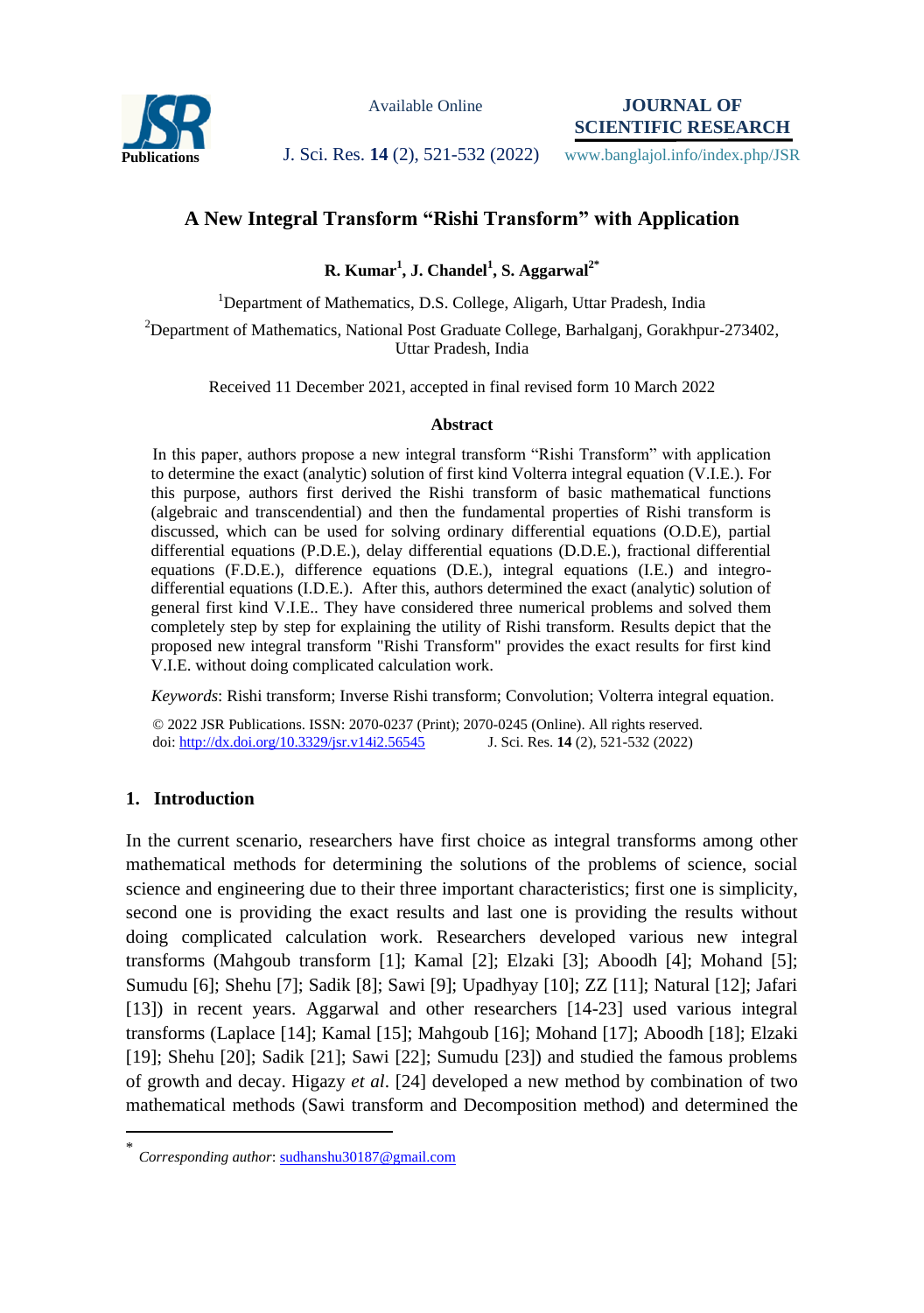# A New Integral Transform "Rishi Transform" with Application

**R. Kumar[1], J. Chandel[1], S. Aggarwal[2*]**

[1]Department of Mathematics, D.S. College, Aligarh, Uttar Pradesh, India

[2]Department of Mathematics, National Post Graduate College, Barhalganj, Gorakhpur-273402, Uttar Pradesh, India

Received 11 December 2021, accepted in final revised form 10 March 2022

### Abstract

In this paper, authors propose a new integral transform "Rishi Transform" with application to determine the exact (analytic) solution of first kind Volterra integral equation (V.I.E.). For this purpose, authors first derived the Rishi transform of basic mathematical functions (algebraic and transcendental) and then the fundamental properties of Rishi transform is discussed, which can be used for solving ordinary differential equations (O.D.E), partial differential equations (P.D.E.), delay differential equations (D.D.E.), fractional differential equations (F.D.E.), difference equations (D.E.), integral equations (I.E.) and integro-differential equations (I.D.E.). After this, authors determined the exact (analytic) solution of general first kind V.I.E.. They have considered three numerical problems and solved them completely step by step for explaining the utility of Rishi transform. Results depict that the proposed new integral transform "Rishi Transform" provides the exact results for first kind V.I.E. without doing complicated calculation work.

*Keywords*: Rishi transform; Inverse Rishi transform; Convolution; Volterra integral equation.

© 2022 JSR Publications. ISSN: 2070-0237 (Print); 2070-0245 (Online). All rights reserved.
doi: http://dx.doi.org/10.3329/jsr.v14i2.56545 J. Sci. Res. **14** (2), 521-532 (2022)

## 1. Introduction

In the current scenario, researchers have first choice as integral transforms among other mathematical methods for determining the solutions of the problems of science, social science and engineering due to their three important characteristics; first one is simplicity, second one is providing the exact results and last one is providing the results without doing complicated calculation work. Researchers developed various new integral transforms (Mahgoub transform [1]; Kamal [2]; Elzaki [3]; Aboodh [4]; Mohand [5]; Sumudu [6]; Shehu [7]; Sadik [8]; Sawi [9]; Upadhyay [10]; ZZ [11]; Natural [12]; Jafari [13]) in recent years. Aggarwal and other researchers [14-23] used various integral transforms (Laplace [14]; Kamal [15]; Mahgoub [16]; Mohand [17]; Aboodh [18]; Elzaki [19]; Shehu [20]; Sadik [21]; Sawi [22]; Sumudu [23]) and studied the famous problems of growth and decay. Higazy *et al*. [24] developed a new method by combination of two mathematical methods (Sawi transform and Decomposition method) and determined the

[*] *Corresponding author*: sudhanshu30187@gmail.com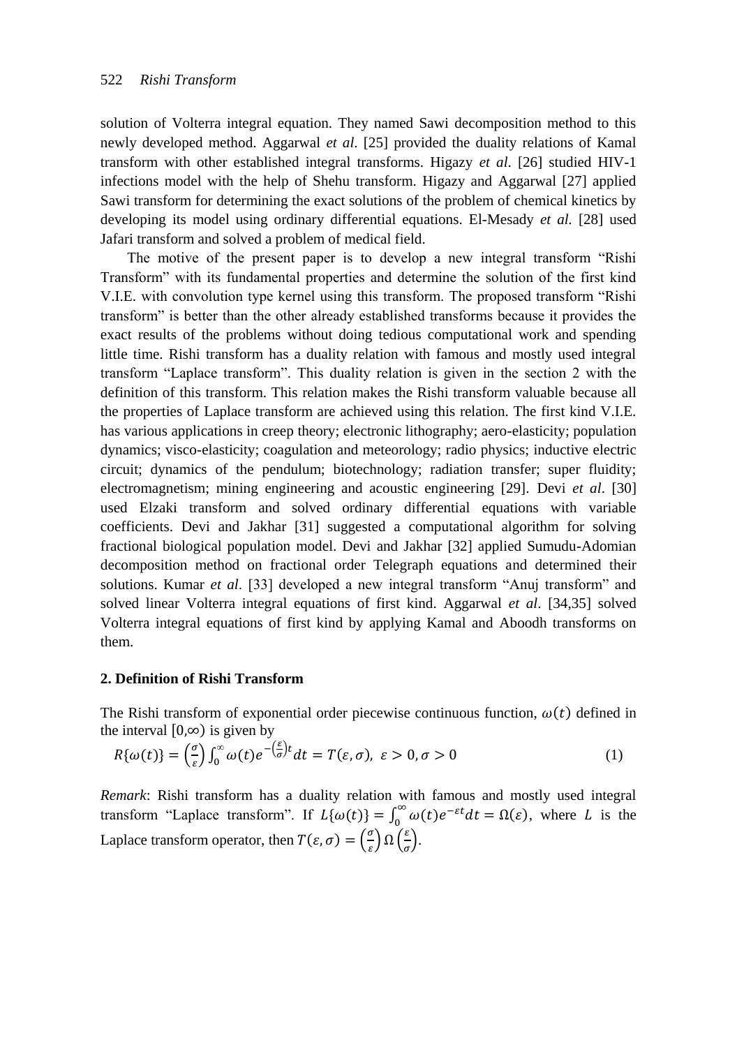solution of Volterra integral equation. They named Sawi decomposition method to this newly developed method. Aggarwal *et al*. [25] provided the duality relations of Kamal transform with other established integral transforms. Higazy *et al*. [26] studied HIV-1 infections model with the help of Shehu transform. Higazy and Aggarwal [27] applied Sawi transform for determining the exact solutions of the problem of chemical kinetics by developing its model using ordinary differential equations. El-Mesady *et al.* [28] used Jafari transform and solved a problem of medical field.

The motive of the present paper is to develop a new integral transform "Rishi Transform" with its fundamental properties and determine the solution of the first kind V.I.E. with convolution type kernel using this transform. The proposed transform "Rishi transform" is better than the other already established transforms because it provides the exact results of the problems without doing tedious computational work and spending little time. Rishi transform has a duality relation with famous and mostly used integral transform "Laplace transform". This duality relation is given in the section 2 with the definition of this transform. This relation makes the Rishi transform valuable because all the properties of Laplace transform are achieved using this relation. The first kind V.I.E. has various applications in creep theory; electronic lithography; aero-elasticity; population dynamics; visco-elasticity; coagulation and meteorology; radio physics; inductive electric circuit; dynamics of the pendulum; biotechnology; radiation transfer; super fluidity; electromagnetism; mining engineering and acoustic engineering [29]. Devi *et al*. [30] used Elzaki transform and solved ordinary differential equations with variable coefficients. Devi and Jakhar [31] suggested a computational algorithm for solving fractional biological population model. Devi and Jakhar [32] applied Sumudu-Adomian decomposition method on fractional order Telegraph equations and determined their solutions. Kumar *et al*. [33] developed a new integral transform "Anuj transform" and solved linear Volterra integral equations of first kind. Aggarwal *et al*. [34,35] solved Volterra integral equations of first kind by applying Kamal and Aboodh transforms on them.

## 2. Definition of Rishi Transform

The Rishi transform of exponential order piecewise continuous function, $\omega(t)$ defined in the interval $[0,\infty)$ is given by

$$R\{\omega(t)\} = \left(\frac{\sigma}{\varepsilon}\right)\int_0^\infty \omega(t)e^{-\left(\frac{\varepsilon}{\sigma}\right)t}dt = T(\varepsilon,\sigma),\ \varepsilon > 0, \sigma > 0 \quad (1)$$

*Remark*: Rishi transform has a duality relation with famous and mostly used integral transform "Laplace transform". If $L\{\omega(t)\} = \int_0^\infty \omega(t)e^{-\varepsilon t}dt = \Omega(\varepsilon)$, where $L$ is the Laplace transform operator, then $T(\varepsilon,\sigma) = \left(\frac{\sigma}{\varepsilon}\right)\Omega\left(\frac{\varepsilon}{\sigma}\right)$.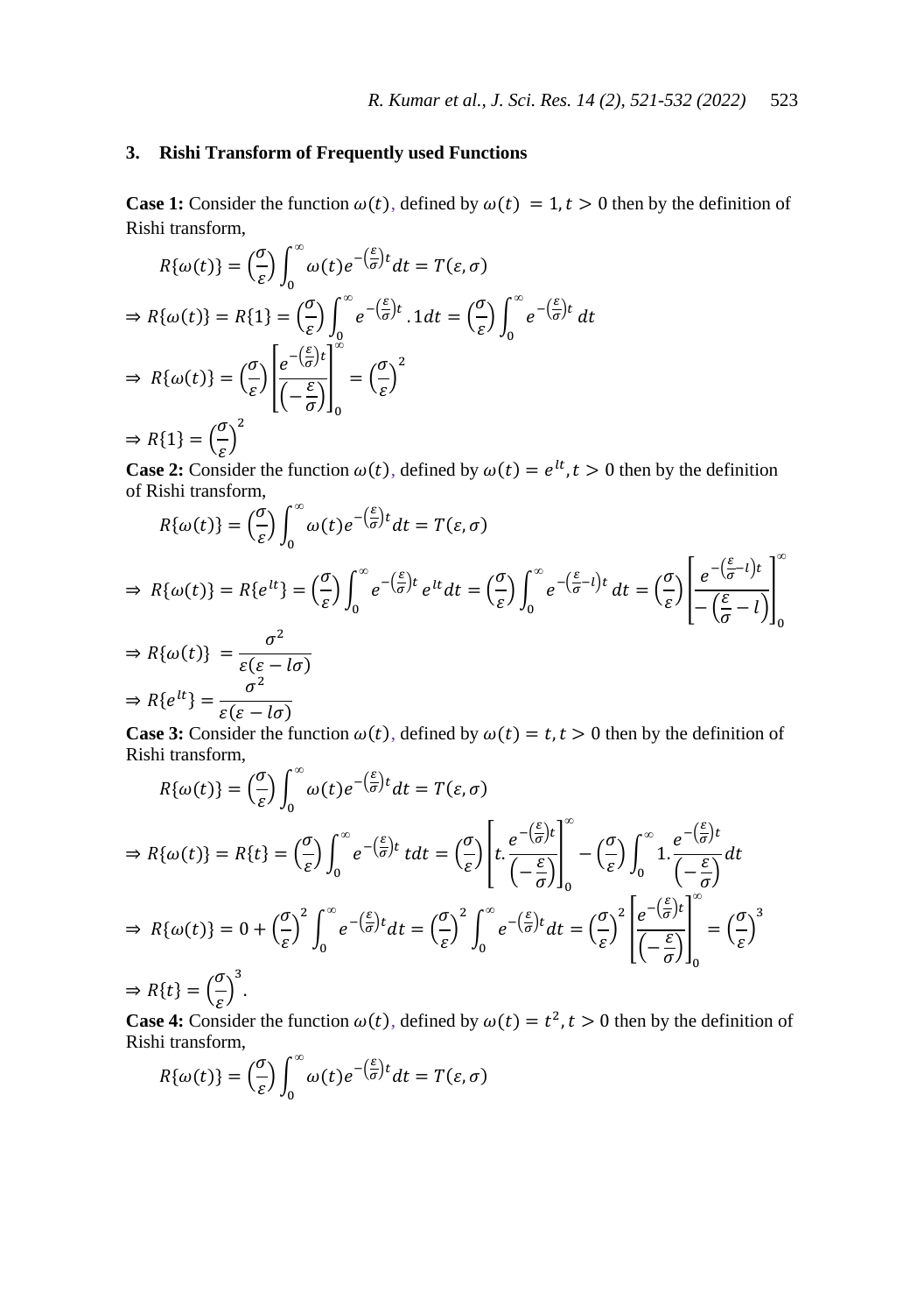## 3. Rishi Transform of Frequently used Functions

**Case 1:** Consider the function $\omega(t)$, defined by $\omega(t) = 1, t > 0$ then by the definition of Rishi transform,

$$R\{\omega(t)\} = \left(\frac{\sigma}{\varepsilon}\right)\int_0^\infty \omega(t)e^{-\left(\frac{\varepsilon}{\sigma}\right)t}dt = T(\varepsilon, \sigma)$$

$$\Rightarrow R\{\omega(t)\} = R\{1\} = \left(\frac{\sigma}{\varepsilon}\right)\int_0^\infty e^{-\left(\frac{\varepsilon}{\sigma}\right)t}.1dt = \left(\frac{\sigma}{\varepsilon}\right)\int_0^\infty e^{-\left(\frac{\varepsilon}{\sigma}\right)t}\,dt$$

$$\Rightarrow R\{\omega(t)\} = \left(\frac{\sigma}{\varepsilon}\right)\left[\frac{e^{-\left(\frac{\varepsilon}{\sigma}\right)t}}{\left(-\frac{\varepsilon}{\sigma}\right)}\right]_0^\infty = \left(\frac{\sigma}{\varepsilon}\right)^2$$

$$\Rightarrow R\{1\} = \left(\frac{\sigma}{\varepsilon}\right)^2$$

**Case 2:** Consider the function $\omega(t)$, defined by $\omega(t) = e^{lt}, t > 0$ then by the definition of Rishi transform,

$$R\{\omega(t)\} = \left(\frac{\sigma}{\varepsilon}\right)\int_0^\infty \omega(t)e^{-\left(\frac{\varepsilon}{\sigma}\right)t}dt = T(\varepsilon, \sigma)$$

$$\Rightarrow R\{\omega(t)\} = R\{e^{lt}\} = \left(\frac{\sigma}{\varepsilon}\right)\int_0^\infty e^{-\left(\frac{\varepsilon}{\sigma}\right)t}e^{lt}dt = \left(\frac{\sigma}{\varepsilon}\right)\int_0^\infty e^{-\left(\frac{\varepsilon}{\sigma}-l\right)t}\,dt = \left(\frac{\sigma}{\varepsilon}\right)\left[\frac{e^{-\left(\frac{\varepsilon}{\sigma}-l\right)t}}{-\left(\frac{\varepsilon}{\sigma}-l\right)}\right]_0^\infty$$

$$\Rightarrow R\{\omega(t)\} = \frac{\sigma^2}{\varepsilon(\varepsilon - l\sigma)}$$

$$\Rightarrow R\{e^{lt}\} = \frac{\sigma^2}{\varepsilon(\varepsilon - l\sigma)}$$

**Case 3:** Consider the function $\omega(t)$, defined by $\omega(t) = t, t > 0$ then by the definition of Rishi transform,

$$R\{\omega(t)\} = \left(\frac{\sigma}{\varepsilon}\right)\int_0^\infty \omega(t)e^{-\left(\frac{\varepsilon}{\sigma}\right)t}dt = T(\varepsilon, \sigma)$$

$$\Rightarrow R\{\omega(t)\} = R\{t\} = \left(\frac{\sigma}{\varepsilon}\right)\int_0^\infty e^{-\left(\frac{\varepsilon}{\sigma}\right)t}\,tdt = \left(\frac{\sigma}{\varepsilon}\right)\left[t.\frac{e^{-\left(\frac{\varepsilon}{\sigma}\right)t}}{\left(-\frac{\varepsilon}{\sigma}\right)}\right]_0^\infty - \left(\frac{\sigma}{\varepsilon}\right)\int_0^\infty 1.\frac{e^{-\left(\frac{\varepsilon}{\sigma}\right)t}}{\left(-\frac{\varepsilon}{\sigma}\right)}dt$$

$$\Rightarrow R\{\omega(t)\} = 0 + \left(\frac{\sigma}{\varepsilon}\right)^2\int_0^\infty e^{-\left(\frac{\varepsilon}{\sigma}\right)t}dt = \left(\frac{\sigma}{\varepsilon}\right)^2\int_0^\infty e^{-\left(\frac{\varepsilon}{\sigma}\right)t}dt = \left(\frac{\sigma}{\varepsilon}\right)^2\left[\frac{e^{-\left(\frac{\varepsilon}{\sigma}\right)t}}{\left(-\frac{\varepsilon}{\sigma}\right)}\right]_0^\infty = \left(\frac{\sigma}{\varepsilon}\right)^3$$

$$\Rightarrow R\{t\} = \left(\frac{\sigma}{\varepsilon}\right)^3.$$

**Case 4:** Consider the function $\omega(t)$, defined by $\omega(t) = t^2, t > 0$ then by the definition of Rishi transform,

$$R\{\omega(t)\} = \left(\frac{\sigma}{\varepsilon}\right)\int_0^\infty \omega(t)e^{-\left(\frac{\varepsilon}{\sigma}\right)t}dt = T(\varepsilon, \sigma)$$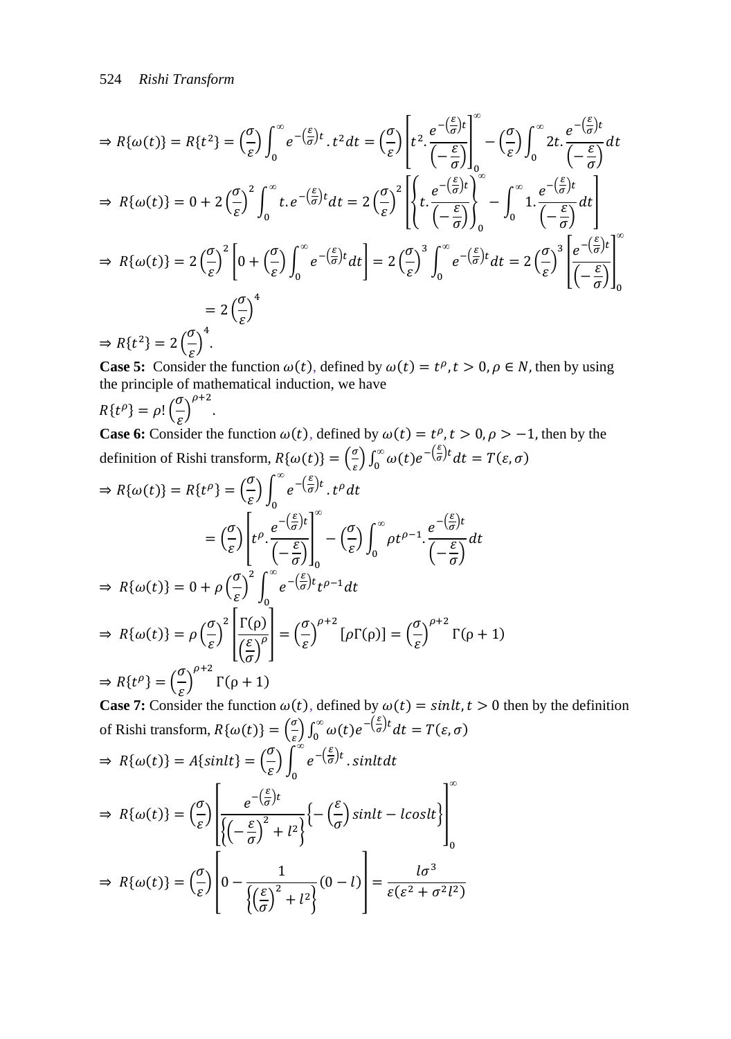$$\Rightarrow R\{\omega(t)\} = R\{t^2\} = \left(\frac{\sigma}{\varepsilon}\right)\int_0^\infty e^{-\left(\frac{\varepsilon}{\sigma}\right)t}.t^2 dt = \left(\frac{\sigma}{\varepsilon}\right)\left[t^2.\frac{e^{-\left(\frac{\varepsilon}{\sigma}\right)t}}{\left(-\frac{\varepsilon}{\sigma}\right)}\right]_0^\infty - \left(\frac{\sigma}{\varepsilon}\right)\int_0^\infty 2t.\frac{e^{-\left(\frac{\varepsilon}{\sigma}\right)t}}{\left(-\frac{\varepsilon}{\sigma}\right)}dt$$

$$\Rightarrow R\{\omega(t)\} = 0 + 2\left(\frac{\sigma}{\varepsilon}\right)^2\int_0^\infty t.e^{-\left(\frac{\varepsilon}{\sigma}\right)t}dt = 2\left(\frac{\sigma}{\varepsilon}\right)^2\left[\left\{t.\frac{e^{-\left(\frac{\varepsilon}{\sigma}\right)t}}{\left(-\frac{\varepsilon}{\sigma}\right)}\right\}_0^\infty - \int_0^\infty 1.\frac{e^{-\left(\frac{\varepsilon}{\sigma}\right)t}}{\left(-\frac{\varepsilon}{\sigma}\right)}dt\right]$$

$$\Rightarrow R\{\omega(t)\} = 2\left(\frac{\sigma}{\varepsilon}\right)^2\left[0 + \left(\frac{\sigma}{\varepsilon}\right)\int_0^\infty e^{-\left(\frac{\varepsilon}{\sigma}\right)t}dt\right] = 2\left(\frac{\sigma}{\varepsilon}\right)^3\int_0^\infty e^{-\left(\frac{\varepsilon}{\sigma}\right)t}dt = 2\left(\frac{\sigma}{\varepsilon}\right)^3\left[\frac{e^{-\left(\frac{\varepsilon}{\sigma}\right)t}}{\left(-\frac{\varepsilon}{\sigma}\right)}\right]_0^\infty$$

$$= 2\left(\frac{\sigma}{\varepsilon}\right)^4$$

$$\Rightarrow R\{t^2\} = 2\left(\frac{\sigma}{\varepsilon}\right)^4.$$

**Case 5:** Consider the function $\omega(t)$, defined by $\omega(t) = t^\rho, t > 0, \rho \in N$, then by using the principle of mathematical induction, we have

$$R\{t^\rho\} = \rho!\left(\frac{\sigma}{\varepsilon}\right)^{\rho+2}.$$

**Case 6:** Consider the function $\omega(t)$, defined by $\omega(t) = t^\rho, t > 0, \rho > -1$, then by the definition of Rishi transform, $R\{\omega(t)\} = \left(\frac{\sigma}{\varepsilon}\right)\int_0^\infty \omega(t)e^{-\left(\frac{\varepsilon}{\sigma}\right)t}dt = T(\varepsilon, \sigma)$

$$\Rightarrow R\{\omega(t)\} = R\{t^\rho\} = \left(\frac{\sigma}{\varepsilon}\right)\int_0^\infty e^{-\left(\frac{\varepsilon}{\sigma}\right)t}.t^\rho dt$$

$$= \left(\frac{\sigma}{\varepsilon}\right)\left[t^\rho.\frac{e^{-\left(\frac{\varepsilon}{\sigma}\right)t}}{\left(-\frac{\varepsilon}{\sigma}\right)}\right]_0^\infty - \left(\frac{\sigma}{\varepsilon}\right)\int_0^\infty \rho t^{\rho-1}.\frac{e^{-\left(\frac{\varepsilon}{\sigma}\right)t}}{\left(-\frac{\varepsilon}{\sigma}\right)}dt$$

$$\Rightarrow R\{\omega(t)\} = 0 + \rho\left(\frac{\sigma}{\varepsilon}\right)^2\int_0^\infty e^{-\left(\frac{\varepsilon}{\sigma}\right)t}t^{\rho-1}dt$$

$$\Rightarrow R\{\omega(t)\} = \rho\left(\frac{\sigma}{\varepsilon}\right)^2\left[\frac{\Gamma(\rho)}{\left(\frac{\varepsilon}{\sigma}\right)^\rho}\right] = \left(\frac{\sigma}{\varepsilon}\right)^{\rho+2}[\rho\Gamma(\rho)] = \left(\frac{\sigma}{\varepsilon}\right)^{\rho+2}\Gamma(\rho+1)$$

$$\Rightarrow R\{t^\rho\} = \left(\frac{\sigma}{\varepsilon}\right)^{\rho+2}\Gamma(\rho+1)$$

**Case 7:** Consider the function $\omega(t)$, defined by $\omega(t) = sinlt, t > 0$ then by the definition of Rishi transform, $R\{\omega(t)\} = \left(\frac{\sigma}{\varepsilon}\right)\int_0^\infty \omega(t)e^{-\left(\frac{\varepsilon}{\sigma}\right)t}dt = T(\varepsilon, \sigma)$

$$\Rightarrow R\{\omega(t)\} = A\{sinlt\} = \left(\frac{\sigma}{\varepsilon}\right)\int_0^\infty e^{-\left(\frac{\varepsilon}{\sigma}\right)t}.sinlt dt$$

$$\Rightarrow R\{\omega(t)\} = \left(\frac{\sigma}{\varepsilon}\right)\left[\frac{e^{-\left(\frac{\varepsilon}{\sigma}\right)t}}{\left\{\left(-\frac{\varepsilon}{\sigma}\right)^2 + l^2\right\}}\left\{-\left(\frac{\varepsilon}{\sigma}\right)sinlt - lcoslt\right\}\right]_0^\infty$$

$$\Rightarrow R\{\omega(t)\} = \left(\frac{\sigma}{\varepsilon}\right)\left[0 - \frac{1}{\left\{\left(\frac{\varepsilon}{\sigma}\right)^2 + l^2\right\}}(0 - l)\right] = \frac{l\sigma^3}{\varepsilon(\varepsilon^2 + \sigma^2 l^2)}$$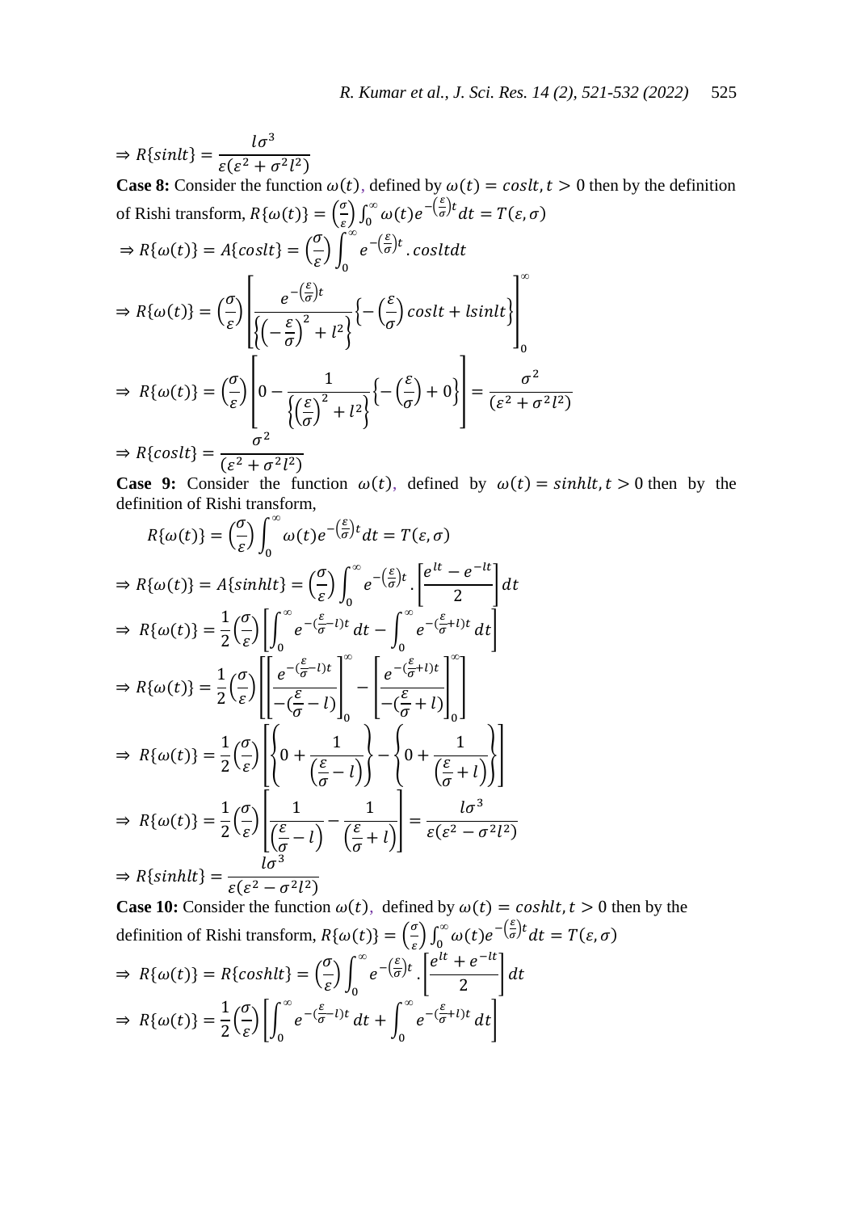$$\Rightarrow R\{sinlt\} = \frac{l\sigma^3}{\varepsilon(\varepsilon^2 + \sigma^2 l^2)}$$

**Case 8:** Consider the function $\omega(t)$, defined by $\omega(t) = coslt, t > 0$ then by the definition of Rishi transform, $R\{\omega(t)\} = \left(\frac{\sigma}{\varepsilon}\right)\int_0^\infty \omega(t) e^{-\left(\frac{\varepsilon}{\sigma}\right)t} dt = T(\varepsilon, \sigma)$

$$\Rightarrow R\{\omega(t)\} = A\{coslt\} = \left(\frac{\sigma}{\varepsilon}\right)\int_0^\infty e^{-\left(\frac{\varepsilon}{\sigma}\right)t}.\,cosltdt$$

$$\Rightarrow R\{\omega(t)\} = \left(\frac{\sigma}{\varepsilon}\right)\left[\frac{e^{-\left(\frac{\varepsilon}{\sigma}\right)t}}{\left\{\left(-\frac{\varepsilon}{\sigma}\right)^2 + l^2\right\}}\left\{-\left(\frac{\varepsilon}{\sigma}\right)coslt + lsinlt\right\}\right]_0^\infty$$

$$\Rightarrow R\{\omega(t)\} = \left(\frac{\sigma}{\varepsilon}\right)\left[0 - \frac{1}{\left\{\left(\frac{\varepsilon}{\sigma}\right)^2 + l^2\right\}}\left\{-\left(\frac{\varepsilon}{\sigma}\right) + 0\right\}\right] = \frac{\sigma^2}{(\varepsilon^2 + \sigma^2 l^2)}$$

$$\Rightarrow R\{coslt\} = \frac{\sigma^2}{(\varepsilon^2 + \sigma^2 l^2)}$$

**Case 9:** Consider the function $\omega(t)$, defined by $\omega(t) = sinhlt, t > 0$ then by the definition of Rishi transform,

$$R\{\omega(t)\} = \left(\frac{\sigma}{\varepsilon}\right)\int_0^\infty \omega(t) e^{-\left(\frac{\varepsilon}{\sigma}\right)t} dt = T(\varepsilon, \sigma)$$

$$\Rightarrow R\{\omega(t)\} = A\{sinhlt\} = \left(\frac{\sigma}{\varepsilon}\right)\int_0^\infty e^{-\left(\frac{\varepsilon}{\sigma}\right)t}.\left[\frac{e^{lt} - e^{-lt}}{2}\right]dt$$

$$\Rightarrow R\{\omega(t)\} = \frac{1}{2}\left(\frac{\sigma}{\varepsilon}\right)\left[\int_0^\infty e^{-(\frac{\varepsilon}{\sigma}-l)t} dt - \int_0^\infty e^{-(\frac{\varepsilon}{\sigma}+l)t} dt\right]$$

$$\Rightarrow R\{\omega(t)\} = \frac{1}{2}\left(\frac{\sigma}{\varepsilon}\right)\left[\left[\frac{e^{-(\frac{\varepsilon}{\sigma}-l)t}}{-(\frac{\varepsilon}{\sigma}-l)}\right]_0^\infty - \left[\frac{e^{-(\frac{\varepsilon}{\sigma}+l)t}}{-(\frac{\varepsilon}{\sigma}+l)}\right]_0^\infty\right]$$

$$\Rightarrow R\{\omega(t)\} = \frac{1}{2}\left(\frac{\sigma}{\varepsilon}\right)\left[\left\{0 + \frac{1}{\left(\frac{\varepsilon}{\sigma}-l\right)}\right\} - \left\{0 + \frac{1}{\left(\frac{\varepsilon}{\sigma}+l\right)}\right\}\right]$$

$$\Rightarrow R\{\omega(t)\} = \frac{1}{2}\left(\frac{\sigma}{\varepsilon}\right)\left[\frac{1}{\left(\frac{\varepsilon}{\sigma}-l\right)} - \frac{1}{\left(\frac{\varepsilon}{\sigma}+l\right)}\right] = \frac{l\sigma^3}{\varepsilon(\varepsilon^2 - \sigma^2 l^2)}$$

$$\Rightarrow R\{sinhlt\} = \frac{l\sigma^3}{\varepsilon(\varepsilon^2 - \sigma^2 l^2)}$$

**Case 10:** Consider the function $\omega(t)$, defined by $\omega(t) = coshlt, t > 0$ then by the definition of Rishi transform, $R\{\omega(t)\} = \left(\frac{\sigma}{\varepsilon}\right)\int_0^\infty \omega(t) e^{-\left(\frac{\varepsilon}{\sigma}\right)t} dt = T(\varepsilon, \sigma)$

$$\Rightarrow R\{\omega(t)\} = R\{coshlt\} = \left(\frac{\sigma}{\varepsilon}\right)\int_0^\infty e^{-\left(\frac{\varepsilon}{\sigma}\right)t}.\left[\frac{e^{lt} + e^{-lt}}{2}\right]dt$$

$$\Rightarrow R\{\omega(t)\} = \frac{1}{2}\left(\frac{\sigma}{\varepsilon}\right)\left[\int_0^\infty e^{-(\frac{\varepsilon}{\sigma}-l)t} dt + \int_0^\infty e^{-(\frac{\varepsilon}{\sigma}+l)t} dt\right]$$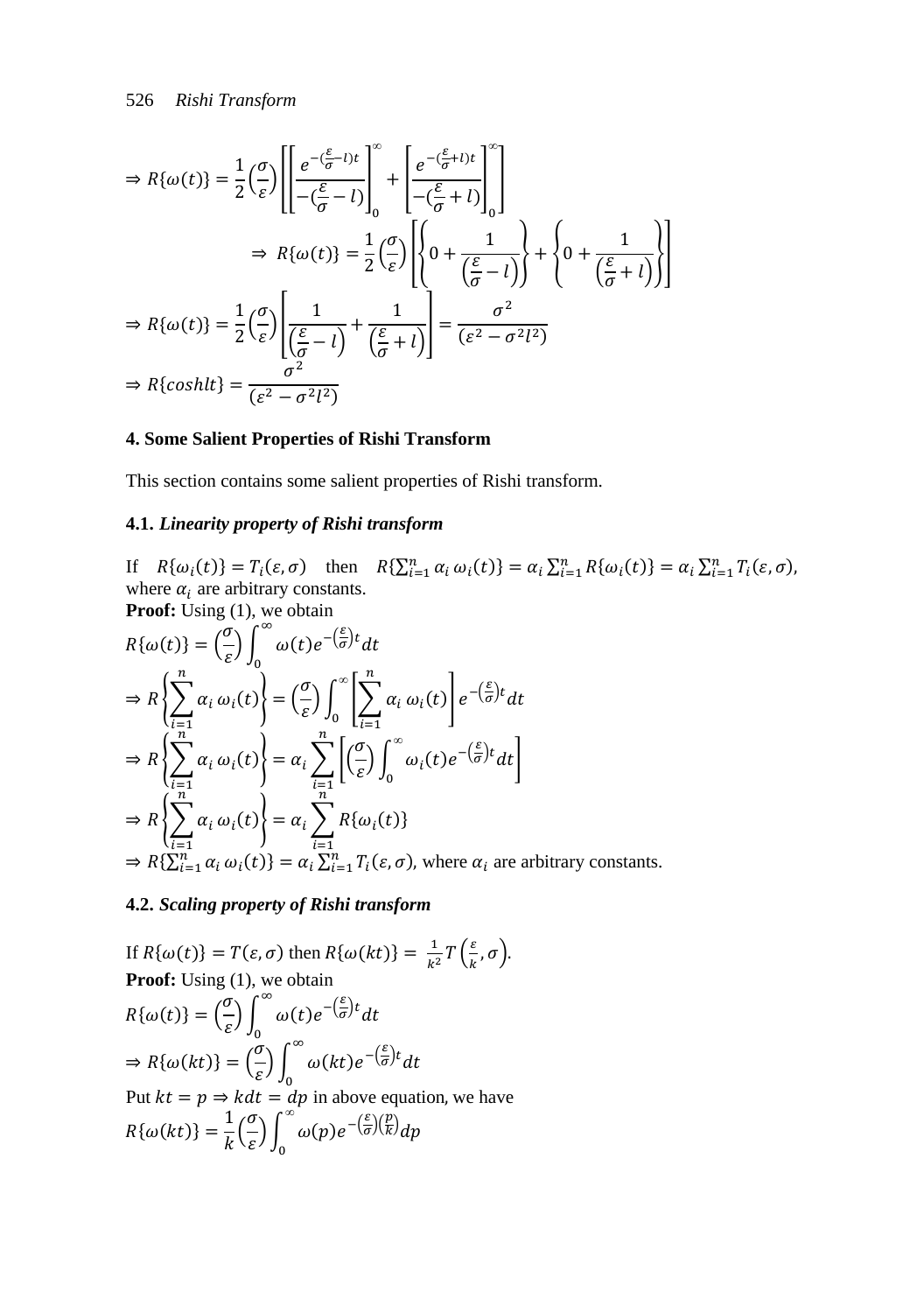$$\Rightarrow R\{\omega(t)\} = \frac{1}{2}\left(\frac{\sigma}{\varepsilon}\right)\left[\left[\frac{e^{-(\frac{\varepsilon}{\sigma}-l)t}}{-(\frac{\varepsilon}{\sigma}-l)}\right]_0^\infty + \left[\frac{e^{-(\frac{\varepsilon}{\sigma}+l)t}}{-(\frac{\varepsilon}{\sigma}+l)}\right]_0^\infty\right]$$

$$\Rightarrow R\{\omega(t)\} = \frac{1}{2}\left(\frac{\sigma}{\varepsilon}\right)\left[\left\{0 + \frac{1}{\left(\frac{\varepsilon}{\sigma}-l\right)}\right\} + \left\{0 + \frac{1}{\left(\frac{\varepsilon}{\sigma}+l\right)}\right\}\right]$$

$$\Rightarrow R\{\omega(t)\} = \frac{1}{2}\left(\frac{\sigma}{\varepsilon}\right)\left[\frac{1}{\left(\frac{\varepsilon}{\sigma}-l\right)} + \frac{1}{\left(\frac{\varepsilon}{\sigma}+l\right)}\right] = \frac{\sigma^2}{(\varepsilon^2 - \sigma^2 l^2)}$$

$$\Rightarrow R\{coshlt\} = \frac{\sigma^2}{(\varepsilon^2 - \sigma^2 l^2)}$$

## 4. Some Salient Properties of Rishi Transform

This section contains some salient properties of Rishi transform.

### 4.1. *Linearity property of Rishi transform*

If $R\{\omega_i(t)\} = T_i(\varepsilon, \sigma)$ then $R\{\sum_{i=1}^n \alpha_i\, \omega_i(t)\} = \alpha_i \sum_{i=1}^n R\{\omega_i(t)\} = \alpha_i \sum_{i=1}^n T_i(\varepsilon, \sigma)$, where $\alpha_i$ are arbitrary constants.

**Proof:** Using (1), we obtain

$$R\{\omega(t)\} = \left(\frac{\sigma}{\varepsilon}\right)\int_0^\infty \omega(t) e^{-\left(\frac{\varepsilon}{\sigma}\right)t} dt$$

$$\Rightarrow R\left\{\sum_{i=1}^n \alpha_i\, \omega_i(t)\right\} = \left(\frac{\sigma}{\varepsilon}\right)\int_0^\infty \left[\sum_{i=1}^n \alpha_i\, \omega_i(t)\right] e^{-\left(\frac{\varepsilon}{\sigma}\right)t} dt$$

$$\Rightarrow R\left\{\sum_{i=1}^n \alpha_i\, \omega_i(t)\right\} = \alpha_i \sum_{i=1}^n \left[\left(\frac{\sigma}{\varepsilon}\right)\int_0^\infty \omega_i(t) e^{-\left(\frac{\varepsilon}{\sigma}\right)t} dt\right]$$

$$\Rightarrow R\left\{\sum_{i=1}^n \alpha_i\, \omega_i(t)\right\} = \alpha_i \sum_{i=1}^n R\{\omega_i(t)\}$$

$\Rightarrow R\{\sum_{i=1}^n \alpha_i\, \omega_i(t)\} = \alpha_i \sum_{i=1}^n T_i(\varepsilon, \sigma)$, where $\alpha_i$ are arbitrary constants.

### 4.2. *Scaling property of Rishi transform*

If $R\{\omega(t)\} = T(\varepsilon, \sigma)$ then $R\{\omega(kt)\} = \frac{1}{k^2} T\left(\frac{\varepsilon}{k}, \sigma\right)$.

**Proof:** Using (1), we obtain

$$R\{\omega(t)\} = \left(\frac{\sigma}{\varepsilon}\right)\int_0^\infty \omega(t) e^{-\left(\frac{\varepsilon}{\sigma}\right)t} dt$$

$$\Rightarrow R\{\omega(kt)\} = \left(\frac{\sigma}{\varepsilon}\right)\int_0^\infty \omega(kt) e^{-\left(\frac{\varepsilon}{\sigma}\right)t} dt$$

Put $kt = p \Rightarrow kdt = dp$ in above equation, we have

$$R\{\omega(kt)\} = \frac{1}{k}\left(\frac{\sigma}{\varepsilon}\right)\int_0^\infty \omega(p) e^{-\left(\frac{\varepsilon}{\sigma}\right)\left(\frac{p}{k}\right)} dp$$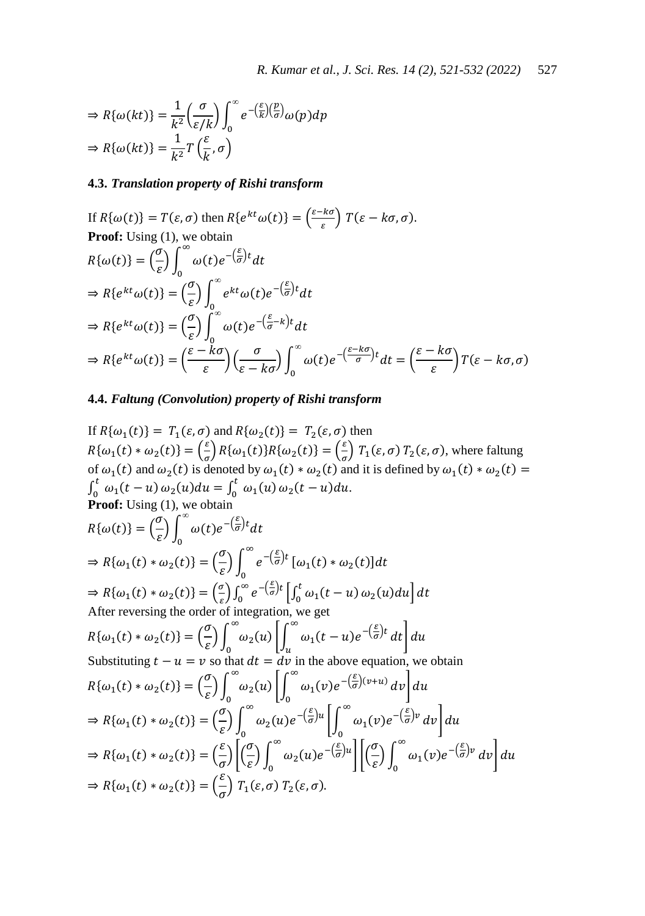$$\Rightarrow R\{\omega(kt)\} = \frac{1}{k^2}\left(\frac{\sigma}{\varepsilon/k}\right)\int_0^\infty e^{-\left(\frac{\varepsilon}{k}\right)\left(\frac{p}{\sigma}\right)}\omega(p)dp$$

$$\Rightarrow R\{\omega(kt)\} = \frac{1}{k^2}T\left(\frac{\varepsilon}{k}, \sigma\right)$$

### 4.3. *Translation property of Rishi transform*

If $R\{\omega(t)\} = T(\varepsilon, \sigma)$ then $R\{e^{kt}\omega(t)\} = \left(\frac{\varepsilon - k\sigma}{\varepsilon}\right) T(\varepsilon - k\sigma, \sigma)$.

**Proof:** Using (1), we obtain

$$R\{\omega(t)\} = \left(\frac{\sigma}{\varepsilon}\right)\int_0^\infty \omega(t)e^{-\left(\frac{\varepsilon}{\sigma}\right)t}dt$$

$$\Rightarrow R\{e^{kt}\omega(t)\} = \left(\frac{\sigma}{\varepsilon}\right)\int_0^\infty e^{kt}\omega(t)e^{-\left(\frac{\varepsilon}{\sigma}\right)t}dt$$

$$\Rightarrow R\{e^{kt}\omega(t)\} = \left(\frac{\sigma}{\varepsilon}\right)\int_0^\infty \omega(t)e^{-\left(\frac{\varepsilon}{\sigma}-k\right)t}dt$$

$$\Rightarrow R\{e^{kt}\omega(t)\} = \left(\frac{\varepsilon - k\sigma}{\varepsilon}\right)\left(\frac{\sigma}{\varepsilon - k\sigma}\right)\int_0^\infty \omega(t)e^{-\left(\frac{\varepsilon - k\sigma}{\sigma}\right)t}dt = \left(\frac{\varepsilon - k\sigma}{\varepsilon}\right)T(\varepsilon - k\sigma, \sigma)$$

### 4.4. *Faltung (Convolution) property of Rishi transform*

If $R\{\omega_1(t)\} = T_1(\varepsilon, \sigma)$ and $R\{\omega_2(t)\} = T_2(\varepsilon, \sigma)$ then $R\{\omega_1(t) * \omega_2(t)\} = \left(\frac{\varepsilon}{\sigma}\right) R\{\omega_1(t)\}R\{\omega_2(t)\} = \left(\frac{\varepsilon}{\sigma}\right) T_1(\varepsilon, \sigma)\, T_2(\varepsilon, \sigma)$, where faltung of $\omega_1(t)$ and $\omega_2(t)$ is denoted by $\omega_1(t) * \omega_2(t)$ and it is defined by $\omega_1(t) * \omega_2(t) = \int_0^t \omega_1(t-u)\,\omega_2(u)du = \int_0^t \omega_1(u)\,\omega_2(t-u)du$.

**Proof:** Using (1), we obtain

$$R\{\omega(t)\} = \left(\frac{\sigma}{\varepsilon}\right)\int_0^\infty \omega(t)e^{-\left(\frac{\varepsilon}{\sigma}\right)t}dt$$

$$\Rightarrow R\{\omega_1(t) * \omega_2(t)\} = \left(\frac{\sigma}{\varepsilon}\right)\int_0^\infty e^{-\left(\frac{\varepsilon}{\sigma}\right)t}\,[\omega_1(t) * \omega_2(t)]dt$$

$$\Rightarrow R\{\omega_1(t) * \omega_2(t)\} = \left(\frac{\sigma}{\varepsilon}\right)\int_0^\infty e^{-\left(\frac{\varepsilon}{\sigma}\right)t}\left[\int_0^t \omega_1(t-u)\,\omega_2(u)du\right]dt$$

After reversing the order of integration, we get

$$R\{\omega_1(t) * \omega_2(t)\} = \left(\frac{\sigma}{\varepsilon}\right)\int_0^\infty \omega_2(u)\left[\int_u^\infty \omega_1(t-u)e^{-\left(\frac{\varepsilon}{\sigma}\right)t}\,dt\right]du$$

Substituting $t - u = v$ so that $dt = dv$ in the above equation, we obtain

$$R\{\omega_1(t) * \omega_2(t)\} = \left(\frac{\sigma}{\varepsilon}\right)\int_0^\infty \omega_2(u)\left[\int_0^\infty \omega_1(v)e^{-\left(\frac{\varepsilon}{\sigma}\right)(v+u)}\,dv\right]du$$

$$\Rightarrow R\{\omega_1(t) * \omega_2(t)\} = \left(\frac{\sigma}{\varepsilon}\right)\int_0^\infty \omega_2(u)e^{-\left(\frac{\varepsilon}{\sigma}\right)u}\left[\int_0^\infty \omega_1(v)e^{-\left(\frac{\varepsilon}{\sigma}\right)v}\,dv\right]du$$

$$\Rightarrow R\{\omega_1(t) * \omega_2(t)\} = \left(\frac{\varepsilon}{\sigma}\right)\left[\left(\frac{\sigma}{\varepsilon}\right)\int_0^\infty \omega_2(u)e^{-\left(\frac{\varepsilon}{\sigma}\right)u}\right]\left[\left(\frac{\sigma}{\varepsilon}\right)\int_0^\infty \omega_1(v)e^{-\left(\frac{\varepsilon}{\sigma}\right)v}\,dv\right]du$$

$$\Rightarrow R\{\omega_1(t) * \omega_2(t)\} = \left(\frac{\varepsilon}{\sigma}\right)\,T_1(\varepsilon, \sigma)\,T_2(\varepsilon, \sigma).$$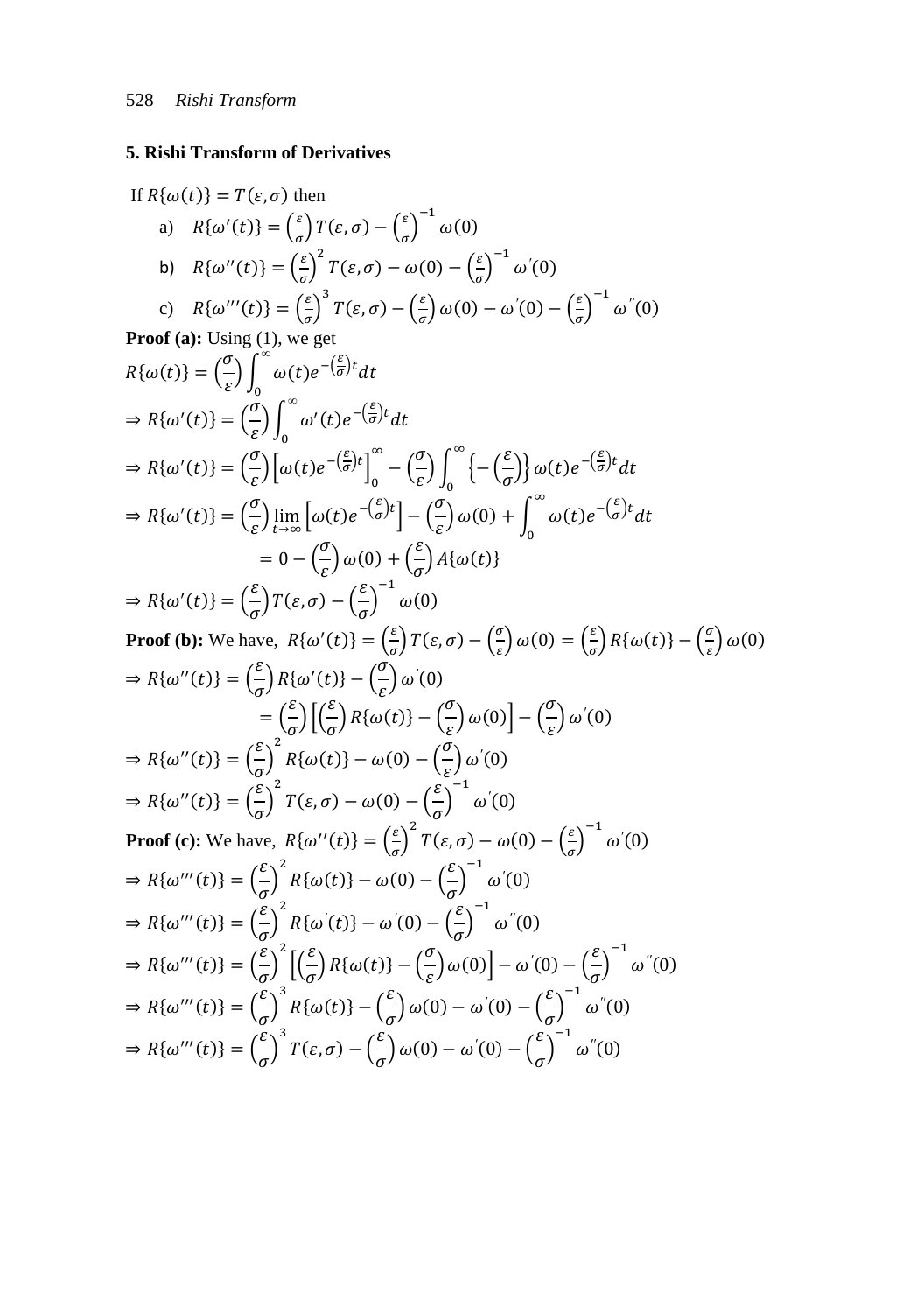## 5. Rishi Transform of Derivatives

If $R\{\omega(t)\} = T(\varepsilon, \sigma)$ then

a) $R\{\omega'(t)\} = \left(\frac{\varepsilon}{\sigma}\right) T(\varepsilon, \sigma) - \left(\frac{\varepsilon}{\sigma}\right)^{-1} \omega(0)$

b) $R\{\omega''(t)\} = \left(\frac{\varepsilon}{\sigma}\right)^2 T(\varepsilon, \sigma) - \omega(0) - \left(\frac{\varepsilon}{\sigma}\right)^{-1} \omega'(0)$

c) $R\{\omega'''(t)\} = \left(\frac{\varepsilon}{\sigma}\right)^3 T(\varepsilon, \sigma) - \left(\frac{\varepsilon}{\sigma}\right) \omega(0) - \omega'(0) - \left(\frac{\varepsilon}{\sigma}\right)^{-1} \omega''(0)$

**Proof (a):** Using (1), we get

$$R\{\omega(t)\} = \left(\frac{\sigma}{\varepsilon}\right) \int_0^{\infty} \omega(t) e^{-\left(\frac{\varepsilon}{\sigma}\right)t} dt$$

$$\Rightarrow R\{\omega'(t)\} = \left(\frac{\sigma}{\varepsilon}\right) \int_0^{\infty} \omega'(t) e^{-\left(\frac{\varepsilon}{\sigma}\right)t} dt$$

$$\Rightarrow R\{\omega'(t)\} = \left(\frac{\sigma}{\varepsilon}\right) \left[\omega(t) e^{-\left(\frac{\varepsilon}{\sigma}\right)t}\right]_0^{\infty} - \left(\frac{\sigma}{\varepsilon}\right) \int_0^{\infty} \left\{-\left(\frac{\varepsilon}{\sigma}\right)\right\} \omega(t) e^{-\left(\frac{\varepsilon}{\sigma}\right)t} dt$$

$$\Rightarrow R\{\omega'(t)\} = \left(\frac{\sigma}{\varepsilon}\right) \lim_{t \to \infty} \left[\omega(t) e^{-\left(\frac{\varepsilon}{\sigma}\right)t}\right] - \left(\frac{\sigma}{\varepsilon}\right) \omega(0) + \int_0^{\infty} \omega(t) e^{-\left(\frac{\varepsilon}{\sigma}\right)t} dt$$

$$= 0 - \left(\frac{\sigma}{\varepsilon}\right) \omega(0) + \left(\frac{\varepsilon}{\sigma}\right) A\{\omega(t)\}$$

$$\Rightarrow R\{\omega'(t)\} = \left(\frac{\varepsilon}{\sigma}\right) T(\varepsilon, \sigma) - \left(\frac{\varepsilon}{\sigma}\right)^{-1} \omega(0)$$

**Proof (b):** We have, $R\{\omega'(t)\} = \left(\frac{\varepsilon}{\sigma}\right) T(\varepsilon, \sigma) - \left(\frac{\sigma}{\varepsilon}\right) \omega(0) = \left(\frac{\varepsilon}{\sigma}\right) R\{\omega(t)\} - \left(\frac{\sigma}{\varepsilon}\right) \omega(0)$

$$\Rightarrow R\{\omega''(t)\} = \left(\frac{\varepsilon}{\sigma}\right) R\{\omega'(t)\} - \left(\frac{\sigma}{\varepsilon}\right) \omega'(0)$$

$$= \left(\frac{\varepsilon}{\sigma}\right) \left[\left(\frac{\varepsilon}{\sigma}\right) R\{\omega(t)\} - \left(\frac{\sigma}{\varepsilon}\right) \omega(0)\right] - \left(\frac{\sigma}{\varepsilon}\right) \omega'(0)$$

$$\Rightarrow R\{\omega''(t)\} = \left(\frac{\varepsilon}{\sigma}\right)^2 R\{\omega(t)\} - \omega(0) - \left(\frac{\sigma}{\varepsilon}\right) \omega'(0)$$

$$\Rightarrow R\{\omega''(t)\} = \left(\frac{\varepsilon}{\sigma}\right)^2 T(\varepsilon, \sigma) - \omega(0) - \left(\frac{\varepsilon}{\sigma}\right)^{-1} \omega'(0)$$

**Proof (c):** We have, $R\{\omega''(t)\} = \left(\frac{\varepsilon}{\sigma}\right)^2 T(\varepsilon, \sigma) - \omega(0) - \left(\frac{\varepsilon}{\sigma}\right)^{-1} \omega'(0)$

$$\Rightarrow R\{\omega'''(t)\} = \left(\frac{\varepsilon}{\sigma}\right)^2 R\{\omega(t)\} - \omega(0) - \left(\frac{\varepsilon}{\sigma}\right)^{-1} \omega'(0)$$

$$\Rightarrow R\{\omega'''(t)\} = \left(\frac{\varepsilon}{\sigma}\right)^2 R\{\omega'(t)\} - \omega'(0) - \left(\frac{\varepsilon}{\sigma}\right)^{-1} \omega''(0)$$

$$\Rightarrow R\{\omega'''(t)\} = \left(\frac{\varepsilon}{\sigma}\right)^2 \left[\left(\frac{\varepsilon}{\sigma}\right) R\{\omega(t)\} - \left(\frac{\sigma}{\varepsilon}\right) \omega(0)\right] - \omega'(0) - \left(\frac{\varepsilon}{\sigma}\right)^{-1} \omega''(0)$$

$$\Rightarrow R\{\omega'''(t)\} = \left(\frac{\varepsilon}{\sigma}\right)^3 R\{\omega(t)\} - \left(\frac{\varepsilon}{\sigma}\right) \omega(0) - \omega'(0) - \left(\frac{\varepsilon}{\sigma}\right)^{-1} \omega''(0)$$

$$\Rightarrow R\{\omega'''(t)\} = \left(\frac{\varepsilon}{\sigma}\right)^3 T(\varepsilon, \sigma) - \left(\frac{\varepsilon}{\sigma}\right) \omega(0) - \omega'(0) - \left(\frac{\varepsilon}{\sigma}\right)^{-1} \omega''(0)$$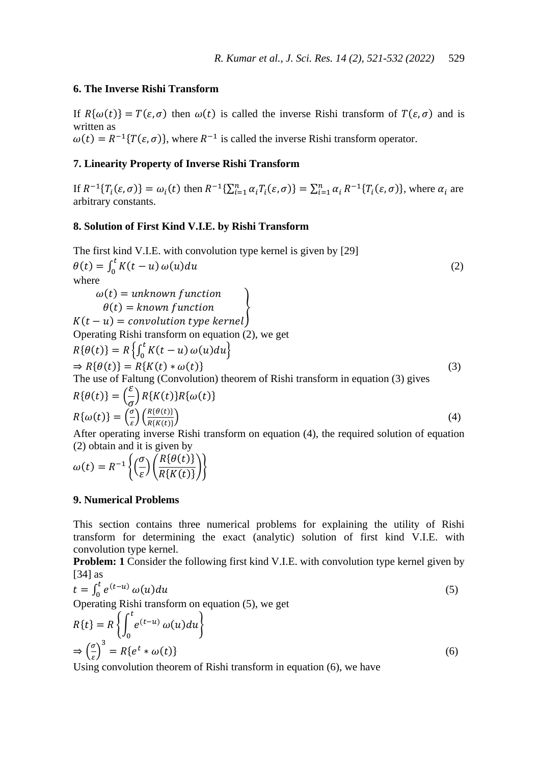## 6. The Inverse Rishi Transform

If $R\{\omega(t)\} = T(\varepsilon, \sigma)$ then $\omega(t)$ is called the inverse Rishi transform of $T(\varepsilon, \sigma)$ and is written as
$\omega(t) = R^{-1}\{T(\varepsilon, \sigma)\}$, where $R^{-1}$ is called the inverse Rishi transform operator.

## 7. Linearity Property of Inverse Rishi Transform

If $R^{-1}\{T_i(\varepsilon, \sigma)\} = \omega_i(t)$ then $R^{-1}\{\sum_{i=1}^{n} \alpha_i T_i(\varepsilon, \sigma)\} = \sum_{i=1}^{n} \alpha_i R^{-1}\{T_i(\varepsilon, \sigma)\}$, where $\alpha_i$ are arbitrary constants.

## 8. Solution of First Kind V.I.E. by Rishi Transform

The first kind V.I.E. with convolution type kernel is given by [29]

$$\theta(t) = \int_0^t K(t-u)\,\omega(u)du \tag{2}$$

where

$$\left.\begin{aligned} \omega(t) &= unknown\ function \\ \theta(t) &= known\ function \\ K(t-u) &= convolution\ type\ kernel \end{aligned}\right\}$$

Operating Rishi transform on equation (2), we get

$$R\{\theta(t)\} = R\left\{\int_0^t K(t-u)\,\omega(u)du\right\}$$

$$\Rightarrow R\{\theta(t)\} = R\{K(t) * \omega(t)\} \tag{3}$$

The use of Faltung (Convolution) theorem of Rishi transform in equation (3) gives

$$R\{\theta(t)\} = \left(\frac{\varepsilon}{\sigma}\right) R\{K(t)\} R\{\omega(t)\}$$

$$R\{\omega(t)\} = \left(\frac{\sigma}{\varepsilon}\right)\left(\frac{R\{\theta(t)\}}{R\{K(t)\}}\right) \tag{4}$$

After operating inverse Rishi transform on equation (4), the required solution of equation (2) obtain and it is given by

$$\omega(t) = R^{-1}\left\{\left(\frac{\sigma}{\varepsilon}\right)\left(\frac{R\{\theta(t)\}}{R\{K(t)\}}\right)\right\}$$

## 9. Numerical Problems

This section contains three numerical problems for explaining the utility of Rishi transform for determining the exact (analytic) solution of first kind V.I.E. with convolution type kernel.

**Problem: 1** Consider the following first kind V.I.E. with convolution type kernel given by [34] as

$$t = \int_0^t e^{(t-u)}\,\omega(u)du \tag{5}$$

Operating Rishi transform on equation (5), we get

$$R\{t\} = R\left\{\int_0^t e^{(t-u)}\,\omega(u)du\right\}$$

$$\Rightarrow \left(\frac{\sigma}{\varepsilon}\right)^3 = R\{e^t * \omega(t)\} \tag{6}$$

Using convolution theorem of Rishi transform in equation (6), we have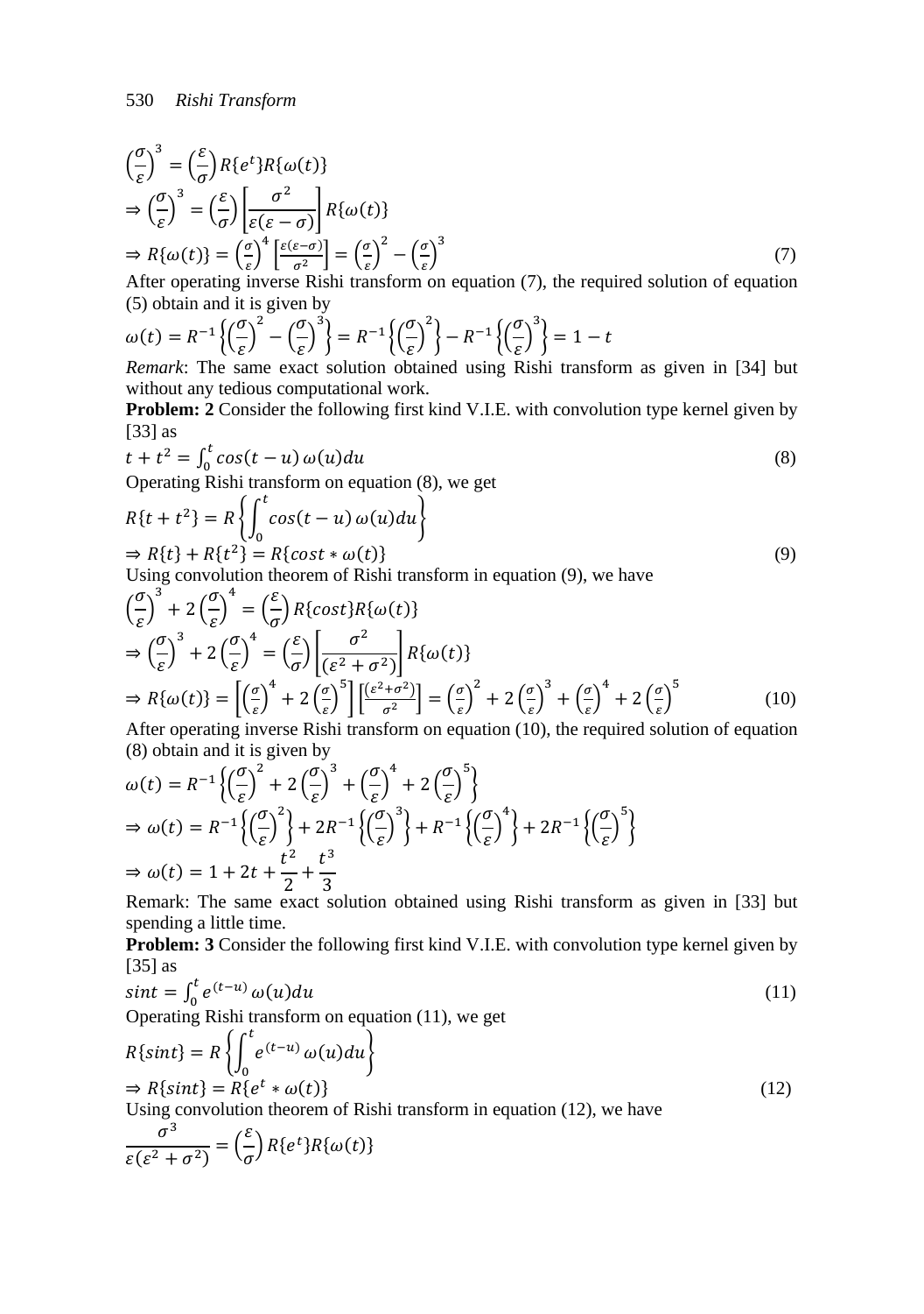$$\left(\frac{\sigma}{\varepsilon}\right)^3 = \left(\frac{\varepsilon}{\sigma}\right) R\{e^t\} R\{\omega(t)\}$$

$$\Rightarrow \left(\frac{\sigma}{\varepsilon}\right)^3 = \left(\frac{\varepsilon}{\sigma}\right)\left[\frac{\sigma^2}{\varepsilon(\varepsilon-\sigma)}\right] R\{\omega(t)\}$$

$$\Rightarrow R\{\omega(t)\} = \left(\frac{\sigma}{\varepsilon}\right)^4 \left[\frac{\varepsilon(\varepsilon-\sigma)}{\sigma^2}\right] = \left(\frac{\sigma}{\varepsilon}\right)^2 - \left(\frac{\sigma}{\varepsilon}\right)^3 \tag{7}$$

After operating inverse Rishi transform on equation (7), the required solution of equation (5) obtain and it is given by

$$\omega(t) = R^{-1}\left\{\left(\frac{\sigma}{\varepsilon}\right)^2 - \left(\frac{\sigma}{\varepsilon}\right)^3\right\} = R^{-1}\left\{\left(\frac{\sigma}{\varepsilon}\right)^2\right\} - R^{-1}\left\{\left(\frac{\sigma}{\varepsilon}\right)^3\right\} = 1 - t$$

*Remark*: The same exact solution obtained using Rishi transform as given in [34] but without any tedious computational work.

**Problem: 2** Consider the following first kind V.I.E. with convolution type kernel given by [33] as

$$t + t^2 = \int_0^t \cos(t-u)\,\omega(u)du \tag{8}$$

Operating Rishi transform on equation (8), we get

$$R\{t + t^2\} = R\left\{\int_0^t \cos(t-u)\,\omega(u)du\right\}$$

$$\Rightarrow R\{t\} + R\{t^2\} = R\{\cos t * \omega(t)\} \tag{9}$$

Using convolution theorem of Rishi transform in equation (9), we have

$$\left(\frac{\sigma}{\varepsilon}\right)^3 + 2\left(\frac{\sigma}{\varepsilon}\right)^4 = \left(\frac{\varepsilon}{\sigma}\right) R\{\cos t\} R\{\omega(t)\}$$

$$\Rightarrow \left(\frac{\sigma}{\varepsilon}\right)^3 + 2\left(\frac{\sigma}{\varepsilon}\right)^4 = \left(\frac{\varepsilon}{\sigma}\right)\left[\frac{\sigma^2}{(\varepsilon^2+\sigma^2)}\right] R\{\omega(t)\}$$

$$\Rightarrow R\{\omega(t)\} = \left[\left(\frac{\sigma}{\varepsilon}\right)^4 + 2\left(\frac{\sigma}{\varepsilon}\right)^5\right]\left[\frac{(\varepsilon^2+\sigma^2)}{\sigma^2}\right] = \left(\frac{\sigma}{\varepsilon}\right)^2 + 2\left(\frac{\sigma}{\varepsilon}\right)^3 + \left(\frac{\sigma}{\varepsilon}\right)^4 + 2\left(\frac{\sigma}{\varepsilon}\right)^5 \tag{10}$$

After operating inverse Rishi transform on equation (10), the required solution of equation (8) obtain and it is given by

$$\omega(t) = R^{-1}\left\{\left(\frac{\sigma}{\varepsilon}\right)^2 + 2\left(\frac{\sigma}{\varepsilon}\right)^3 + \left(\frac{\sigma}{\varepsilon}\right)^4 + 2\left(\frac{\sigma}{\varepsilon}\right)^5\right\}$$

$$\Rightarrow \omega(t) = R^{-1}\left\{\left(\frac{\sigma}{\varepsilon}\right)^2\right\} + 2R^{-1}\left\{\left(\frac{\sigma}{\varepsilon}\right)^3\right\} + R^{-1}\left\{\left(\frac{\sigma}{\varepsilon}\right)^4\right\} + 2R^{-1}\left\{\left(\frac{\sigma}{\varepsilon}\right)^5\right\}$$

$$\Rightarrow \omega(t) = 1 + 2t + \frac{t^2}{2} + \frac{t^3}{3}$$

Remark: The same exact solution obtained using Rishi transform as given in [33] but spending a little time.

**Problem: 3** Consider the following first kind V.I.E. with convolution type kernel given by [35] as

$$\sin t = \int_0^t e^{(t-u)}\,\omega(u)du \tag{11}$$

Operating Rishi transform on equation (11), we get

$$R\{\sin t\} = R\left\{\int_0^t e^{(t-u)}\,\omega(u)du\right\}$$

$$\Rightarrow R\{\sin t\} = R\{e^t * \omega(t)\} \tag{12}$$

Using convolution theorem of Rishi transform in equation (12), we have

$$\frac{\sigma^3}{\varepsilon(\varepsilon^2+\sigma^2)} = \left(\frac{\varepsilon}{\sigma}\right) R\{e^t\} R\{\omega(t)\}$$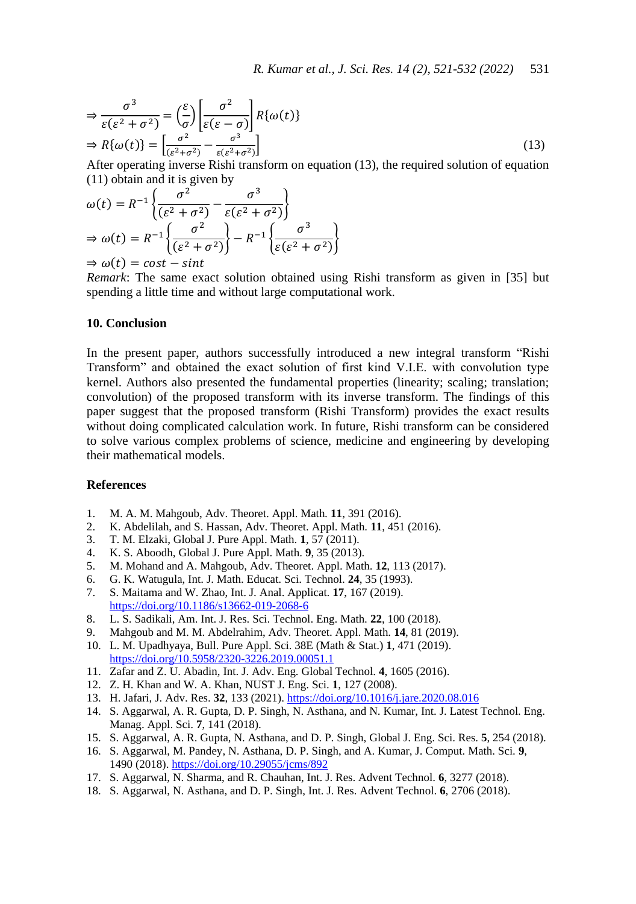$$\Rightarrow \frac{\sigma^3}{\varepsilon(\varepsilon^2+\sigma^2)} = \left(\frac{\varepsilon}{\sigma}\right)\left[\frac{\sigma^2}{\varepsilon(\varepsilon-\sigma)}\right] R\{\omega(t)\}$$

$$\Rightarrow R\{\omega(t)\} = \left[\frac{\sigma^2}{(\varepsilon^2+\sigma^2)} - \frac{\sigma^3}{\varepsilon(\varepsilon^2+\sigma^2)}\right] \tag{13}$$

After operating inverse Rishi transform on equation (13), the required solution of equation (11) obtain and it is given by

$$\omega(t) = R^{-1}\left\{\frac{\sigma^2}{(\varepsilon^2+\sigma^2)} - \frac{\sigma^3}{\varepsilon(\varepsilon^2+\sigma^2)}\right\}$$

$$\Rightarrow \omega(t) = R^{-1}\left\{\frac{\sigma^2}{(\varepsilon^2+\sigma^2)}\right\} - R^{-1}\left\{\frac{\sigma^3}{\varepsilon(\varepsilon^2+\sigma^2)}\right\}$$

$$\Rightarrow \omega(t) = cost - sint$$

*Remark*: The same exact solution obtained using Rishi transform as given in [35] but spending a little time and without large computational work.

## 10. Conclusion

In the present paper, authors successfully introduced a new integral transform "Rishi Transform" and obtained the exact solution of first kind V.I.E. with convolution type kernel. Authors also presented the fundamental properties (linearity; scaling; translation; convolution) of the proposed transform with its inverse transform. The findings of this paper suggest that the proposed transform (Rishi Transform) provides the exact results without doing complicated calculation work. In future, Rishi transform can be considered to solve various complex problems of science, medicine and engineering by developing their mathematical models.

## References

1. M. A. M. Mahgoub, Adv. Theoret. Appl. Math. **11**, 391 (2016).
2. K. Abdelilah, and S. Hassan, Adv. Theoret. Appl. Math. **11**, 451 (2016).
3. T. M. Elzaki, Global J. Pure Appl. Math. **1**, 57 (2011).
4. K. S. Aboodh, Global J. Pure Appl. Math. **9**, 35 (2013).
5. M. Mohand and A. Mahgoub, Adv. Theoret. Appl. Math. **12**, 113 (2017).
6. G. K. Watugula, Int. J. Math. Educat. Sci. Technol. **24**, 35 (1993).
7. S. Maitama and W. Zhao, Int. J. Anal. Applicat. **17**, 167 (2019). https://doi.org/10.1186/s13662-019-2068-6
8. L. S. Sadikali, Am. Int. J. Res. Sci. Technol. Eng. Math. **22**, 100 (2018).
9. Mahgoub and M. M. Abdelrahim, Adv. Theoret. Appl. Math. **14**, 81 (2019).
10. L. M. Upadhyaya, Bull. Pure Appl. Sci. 38E (Math & Stat.) **1**, 471 (2019). https://doi.org/10.5958/2320-3226.2019.00051.1
11. Zafar and Z. U. Abadin, Int. J. Adv. Eng. Global Technol. **4**, 1605 (2016).
12. Z. H. Khan and W. A. Khan, NUST J. Eng. Sci. **1**, 127 (2008).
13. H. Jafari, J. Adv. Res. **32**, 133 (2021). https://doi.org/10.1016/j.jare.2020.08.016
14. S. Aggarwal, A. R. Gupta, D. P. Singh, N. Asthana, and N. Kumar, Int. J. Latest Technol. Eng. Manag. Appl. Sci. **7**, 141 (2018).
15. S. Aggarwal, A. R. Gupta, N. Asthana, and D. P. Singh, Global J. Eng. Sci. Res. **5**, 254 (2018).
16. S. Aggarwal, M. Pandey, N. Asthana, D. P. Singh, and A. Kumar, J. Comput. Math. Sci. **9**, 1490 (2018). https://doi.org/10.29055/jcms/892
17. S. Aggarwal, N. Sharma, and R. Chauhan, Int. J. Res. Advent Technol. **6**, 3277 (2018).
18. S. Aggarwal, N. Asthana, and D. P. Singh, Int. J. Res. Advent Technol. **6**, 2706 (2018).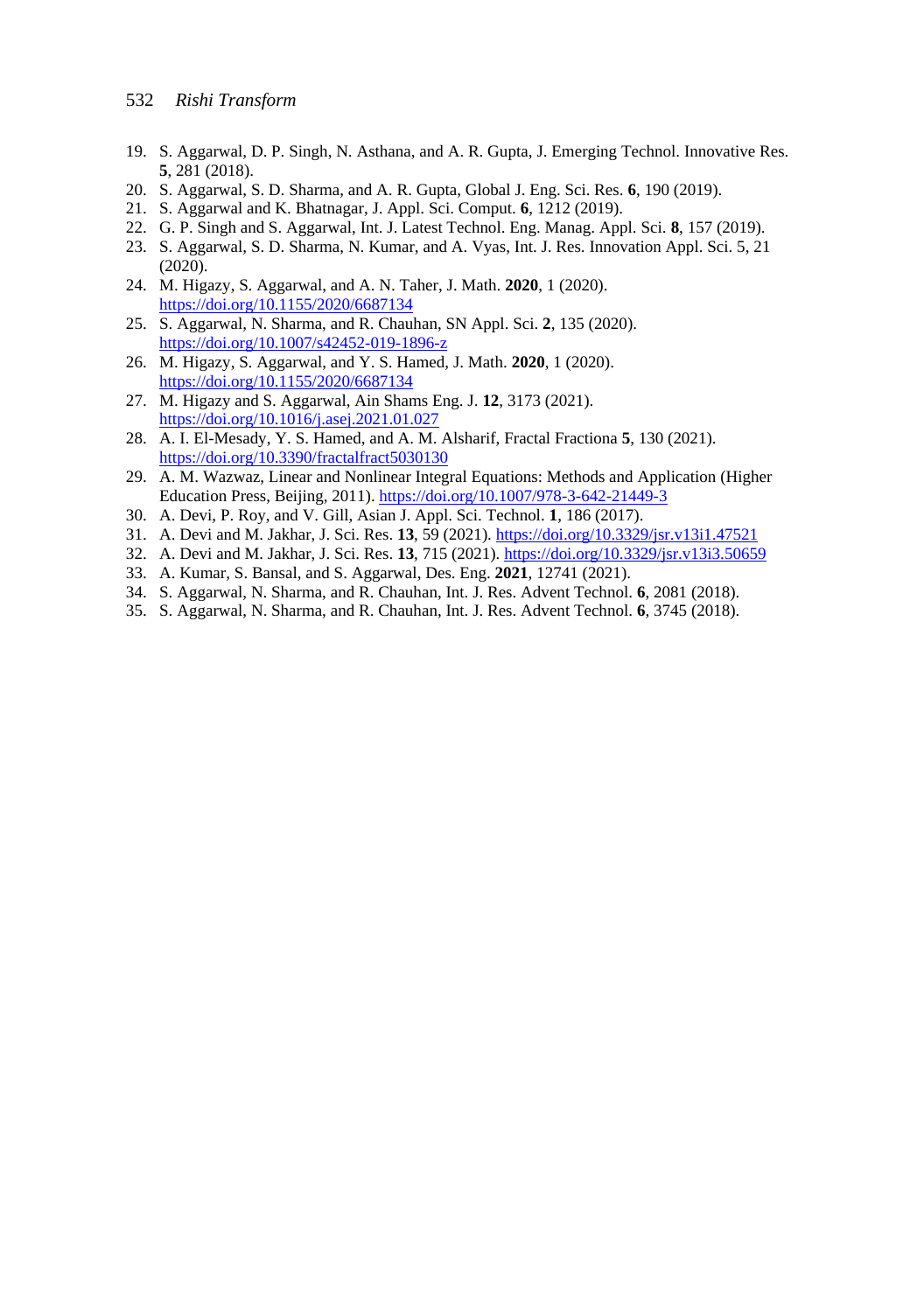19. S. Aggarwal, D. P. Singh, N. Asthana, and A. R. Gupta, J. Emerging Technol. Innovative Res. **5**, 281 (2018).
20. S. Aggarwal, S. D. Sharma, and A. R. Gupta, Global J. Eng. Sci. Res. **6**, 190 (2019).
21. S. Aggarwal and K. Bhatnagar, J. Appl. Sci. Comput. **6**, 1212 (2019).
22. G. P. Singh and S. Aggarwal, Int. J. Latest Technol. Eng. Manag. Appl. Sci. **8**, 157 (2019).
23. S. Aggarwal, S. D. Sharma, N. Kumar, and A. Vyas, Int. J. Res. Innovation Appl. Sci. 5, 21 (2020).
24. M. Higazy, S. Aggarwal, and A. N. Taher, J. Math. **2020**, 1 (2020). https://doi.org/10.1155/2020/6687134
25. S. Aggarwal, N. Sharma, and R. Chauhan, SN Appl. Sci. **2**, 135 (2020). https://doi.org/10.1007/s42452-019-1896-z
26. M. Higazy, S. Aggarwal, and Y. S. Hamed, J. Math. **2020**, 1 (2020). https://doi.org/10.1155/2020/6687134
27. M. Higazy and S. Aggarwal, Ain Shams Eng. J. **12**, 3173 (2021). https://doi.org/10.1016/j.asej.2021.01.027
28. A. I. El-Mesady, Y. S. Hamed, and A. M. Alsharif, Fractal Fractiona **5**, 130 (2021). https://doi.org/10.3390/fractalfract5030130
29. A. M. Wazwaz, Linear and Nonlinear Integral Equations: Methods and Application (Higher Education Press, Beijing, 2011). https://doi.org/10.1007/978-3-642-21449-3
30. A. Devi, P. Roy, and V. Gill, Asian J. Appl. Sci. Technol. **1**, 186 (2017).
31. A. Devi and M. Jakhar, J. Sci. Res. **13**, 59 (2021). https://doi.org/10.3329/jsr.v13i1.47521
32. A. Devi and M. Jakhar, J. Sci. Res. **13**, 715 (2021). https://doi.org/10.3329/jsr.v13i3.50659
33. A. Kumar, S. Bansal, and S. Aggarwal, Des. Eng. **2021**, 12741 (2021).
34. S. Aggarwal, N. Sharma, and R. Chauhan, Int. J. Res. Advent Technol. **6**, 2081 (2018).
35. S. Aggarwal, N. Sharma, and R. Chauhan, Int. J. Res. Advent Technol. **6**, 3745 (2018).